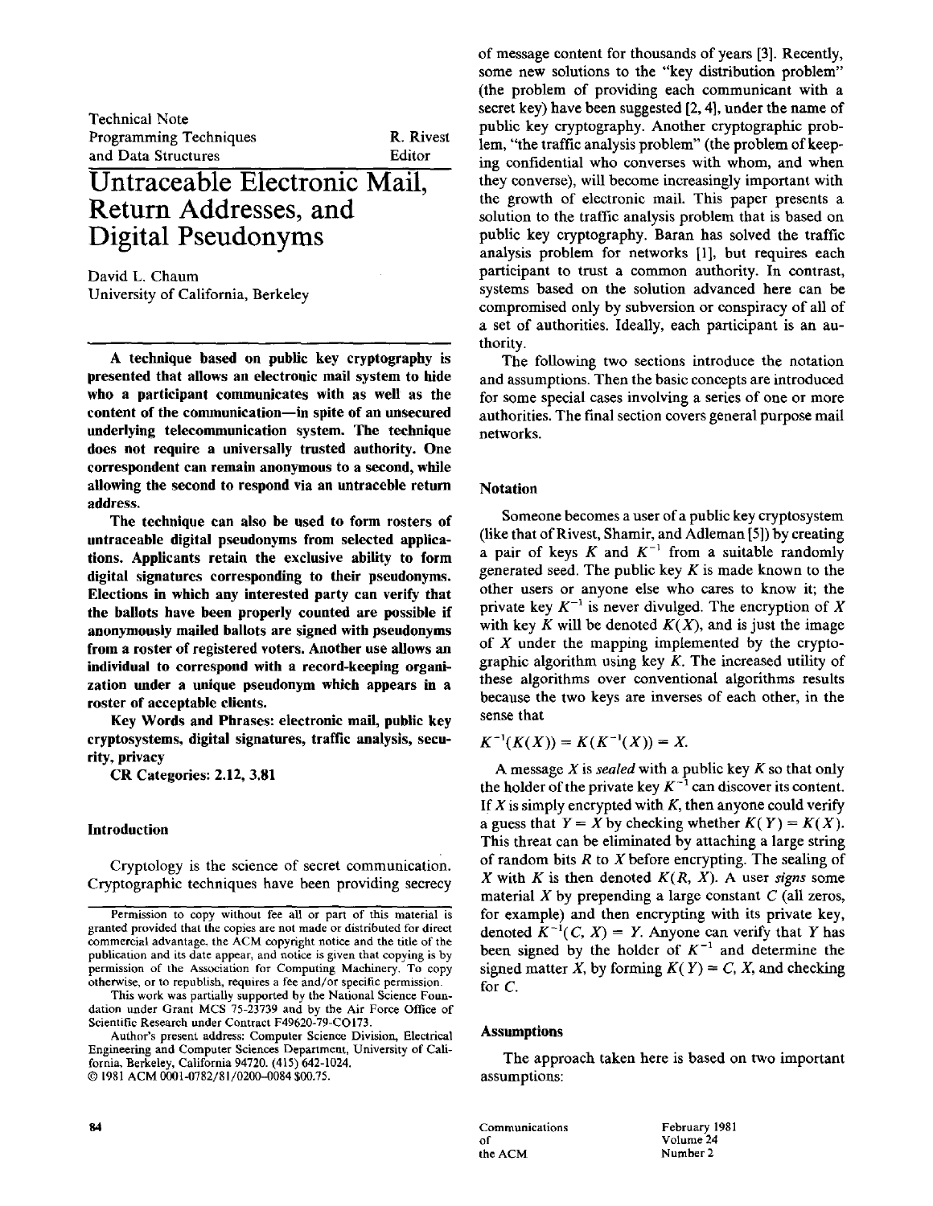Technical Note
Programming Techniques and Data Structures

R. Rivest
Editor

# Untraceable Electronic Mail, Return Addresses, and Digital Pseudonyms

David L. Chaum
University of California, Berkeley

**A technique based on public key cryptography is presented that allows an electronic mail system to hide who a participant communicates with as well as the content of the communication—in spite of an unsecured underlying telecommunication system. The technique does not require a universally trusted authority. One correspondent can remain anonymous to a second, while allowing the second to respond via an untraceble return address.**

**The technique can also be used to form rosters of untraceable digital pseudonyms from selected applications. Applicants retain the exclusive ability to form digital signatures corresponding to their pseudonyms. Elections in which any interested party can verify that the ballots have been properly counted are possible if anonymously mailed ballots are signed with pseudonyms from a roster of registered voters. Another use allows an individual to correspond with a record-keeping organization under a unique pseudonym which appears in a roster of acceptable clients.**

**Key Words and Phrases: electronic mail, public key cryptosystems, digital signatures, traffic analysis, security, privacy**

**CR Categories: 2.12, 3.81**

Permission to copy without fee all or part of this material is granted provided that the copies are not made or distributed for direct commercial advantage, the ACM copyright notice and the title of the publication and its date appear, and notice is given that copying is by permission of the Association for Computing Machinery. To copy otherwise, or to republish, requires a fee and/or specific permission.

This work was partially supported by the National Science Foundation under Grant MCS 75-23739 and by the Air Force Office of Scientific Research under Contract F49620-79-CO173.

Author's present address: Computer Science Division, Electrical Engineering and Computer Sciences Department, University of California, Berkeley, California 94720. (415) 642-1024.

© 1981 ACM 0001-0782/81/0200-0084 $00.75.

## Introduction

Cryptology is the science of secret communication. Cryptographic techniques have been providing secrecy of message content for thousands of years [3]. Recently, some new solutions to the "key distribution problem" (the problem of providing each communicant with a secret key) have been suggested [2, 4], under the name of public key cryptography. Another cryptographic problem, "the traffic analysis problem" (the problem of keeping confidential who converses with whom, and when they converse), will become increasingly important with the growth of electronic mail. This paper presents a solution to the traffic analysis problem that is based on public key cryptography. Baran has solved the traffic analysis problem for networks [1], but requires each participant to trust a common authority. In contrast, systems based on the solution advanced here can be compromised only by subversion or conspiracy of all of a set of authorities. Ideally, each participant is an authority.

The following two sections introduce the notation and assumptions. Then the basic concepts are introduced for some special cases involving a series of one or more authorities. The final section covers general purpose mail networks.

## Notation

Someone becomes a user of a public key cryptosystem (like that of Rivest, Shamir, and Adleman [5]) by creating a pair of keys $K$ and $K^{-1}$ from a suitable randomly generated seed. The public key $K$ is made known to the other users or anyone else who cares to know it; the private key $K^{-1}$ is never divulged. The encryption of $X$ with key $K$ will be denoted $K(X)$, and is just the image of $X$ under the mapping implemented by the cryptographic algorithm using key $K$. The increased utility of these algorithms over conventional algorithms results because the two keys are inverses of each other, in the sense that

$$K^{-1}(K(X)) = K(K^{-1}(X)) = X.$$

A message $X$ is *sealed* with a public key $K$ so that only the holder of the private key $K^{-1}$ can discover its content. If $X$ is simply encrypted with $K$, then anyone could verify a guess that $Y = X$ by checking whether $K(Y) = K(X)$. This threat can be eliminated by attaching a large string of random bits $R$ to $X$ before encrypting. The sealing of $X$ with $K$ is then denoted $K(R, X)$. A user *signs* some material $X$ by prepending a large constant $C$ (all zeros, for example) and then encrypting with its private key, denoted $K^{-1}(C, X) = Y$. Anyone can verify that $Y$ has been signed by the holder of $K^{-1}$ and determine the signed matter $X$, by forming $K(Y) = C, X$, and checking for $C$.

## Assumptions

The approach taken here is based on two important assumptions: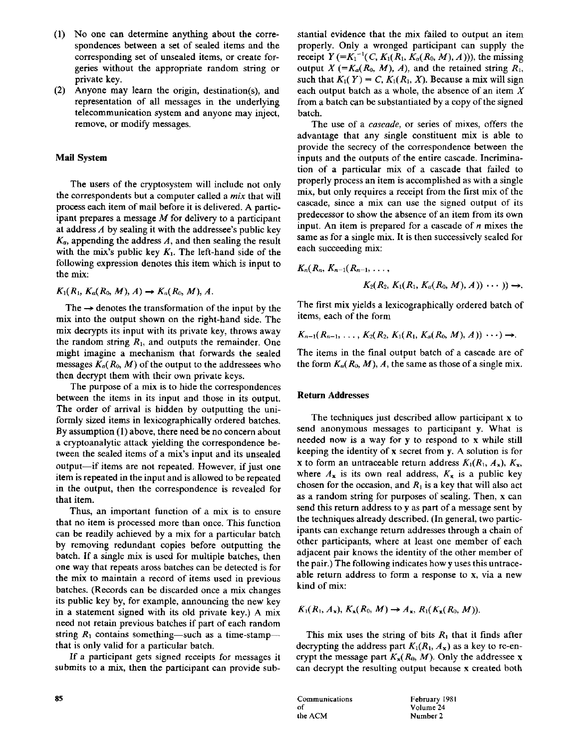(1) No one can determine anything about the correspondences between a set of sealed items and the corresponding set of unsealed items, or create forgeries without the appropriate random string or private key.
(2) Anyone may learn the origin, destination(s), and representation of all messages in the underlying telecommunication system and anyone may inject, remove, or modify messages.

### Mail System

The users of the cryptosystem will include not only the correspondents but a computer called a *mix* that will process each item of mail before it is delivered. A participant prepares a message $M$ for delivery to a participant at address $A$ by sealing it with the addressee's public key $K_a$, appending the address $A$, and then sealing the result with the mix's public key $K_1$. The left-hand side of the following expression denotes this item which is input to the mix:

$$K_1(R_1, K_a(R_0, M), A) \rightarrow K_a(R_0, M), A.$$

The $\rightarrow$ denotes the transformation of the input by the mix into the output shown on the right-hand side. The mix decrypts its input with its private key, throws away the random string $R_1$, and outputs the remainder. One might imagine a mechanism that forwards the sealed messages $K_a(R_0, M)$ of the output to the addressees who then decrypt them with their own private keys.

The purpose of a mix is to hide the correspondences between the items in its input and those in its output. The order of arrival is hidden by outputting the uniformly sized items in lexicographically ordered batches. By assumption (1) above, there need be no concern about a cryptoanalytic attack yielding the correspondence between the sealed items of a mix's input and its unsealed output—if items are not repeated. However, if just one item is repeated in the input and is allowed to be repeated in the output, then the correspondence is revealed for that item.

Thus, an important function of a mix is to ensure that no item is processed more than once. This function can be readily achieved by a mix for a particular batch by removing redundant copies before outputting the batch. If a single mix is used for multiple batches, then one way that repeats aross batches can be detected is for the mix to maintain a record of items used in previous batches. (Records can be discarded once a mix changes its public key by, for example, announcing the new key in a statement signed with its old private key.) A mix need not retain previous batches if part of each random string $R_1$ contains something—such as a time-stamp—that is only valid for a particular batch.

If a participant gets signed receipts for messages it submits to a mix, then the participant can provide substantial evidence that the mix failed to output an item properly. Only a wronged participant can supply the receipt $Y$ $(=K_1^{-1}(C, K_1(R_1, K_a(R_0, M), A)))$, the missing output $X$ $(=K_a(R_0, M), A)$, and the retained string $R_1$, such that $K_1(Y) = C, K_1(R_1, X)$. Because a mix will sign each output batch as a whole, the absence of an item $X$ from a batch can be substantiated by a copy of the signed batch.

The use of a *cascade*, or series of mixes, offers the advantage that any single constituent mix is able to provide the secrecy of the correspondence between the inputs and the outputs of the entire cascade. Incrimination of a particular mix of a cascade that failed to properly process an item is accomplished as with a single mix, but only requires a receipt from the first mix of the cascade, since a mix can use the signed output of its predecessor to show the absence of an item from its own input. An item is prepared for a cascade of $n$ mixes the same as for a single mix. It is then successively sealed for each succeeding mix:

$$K_n(R_n, K_{n-1}(R_{n-1}, \ldots, K_2(R_2, K_1(R_1, K_a(R_0, M), A)) \cdots )) \rightarrow.$$

The first mix yields a lexicographically ordered batch of items, each of the form

$$K_{n-1}(R_{n-1}, \ldots, K_2(R_2, K_1(R_1, K_a(R_0, M), A)) \cdots ) \rightarrow.$$

The items in the final output batch of a cascade are of the form $K_a(R_0, M), A$, the same as those of a single mix.

### Return Addresses

The techniques just described allow participant x to send anonymous messages to participant y. What is needed now is a way for y to respond to x while still keeping the identity of x secret from y. A solution is for x to form an untraceable return address $K_1(R_1, A_x), K_x$, where $A_x$ is its own real address, $K_x$ is a public key chosen for the occasion, and $R_1$ is a key that will also act as a random string for purposes of sealing. Then, x can send this return address to y as part of a message sent by the techniques already described. (In general, two participants can exchange return addresses through a chain of other participants, where at least one member of each adjacent pair knows the identity of the other member of the pair.) The following indicates how y uses this untraceable return address to form a response to x, via a new kind of mix:

$$K_1(R_1, A_x), K_x(R_0, M) \rightarrow A_x, R_1(K_x(R_0, M)).$$

This mix uses the string of bits $R_1$ that it finds after decrypting the address part $K_1(R_1, A_x)$ as a key to re-encrypt the message part $K_x(R_0, M)$. Only the addressee x can decrypt the resulting output because x created both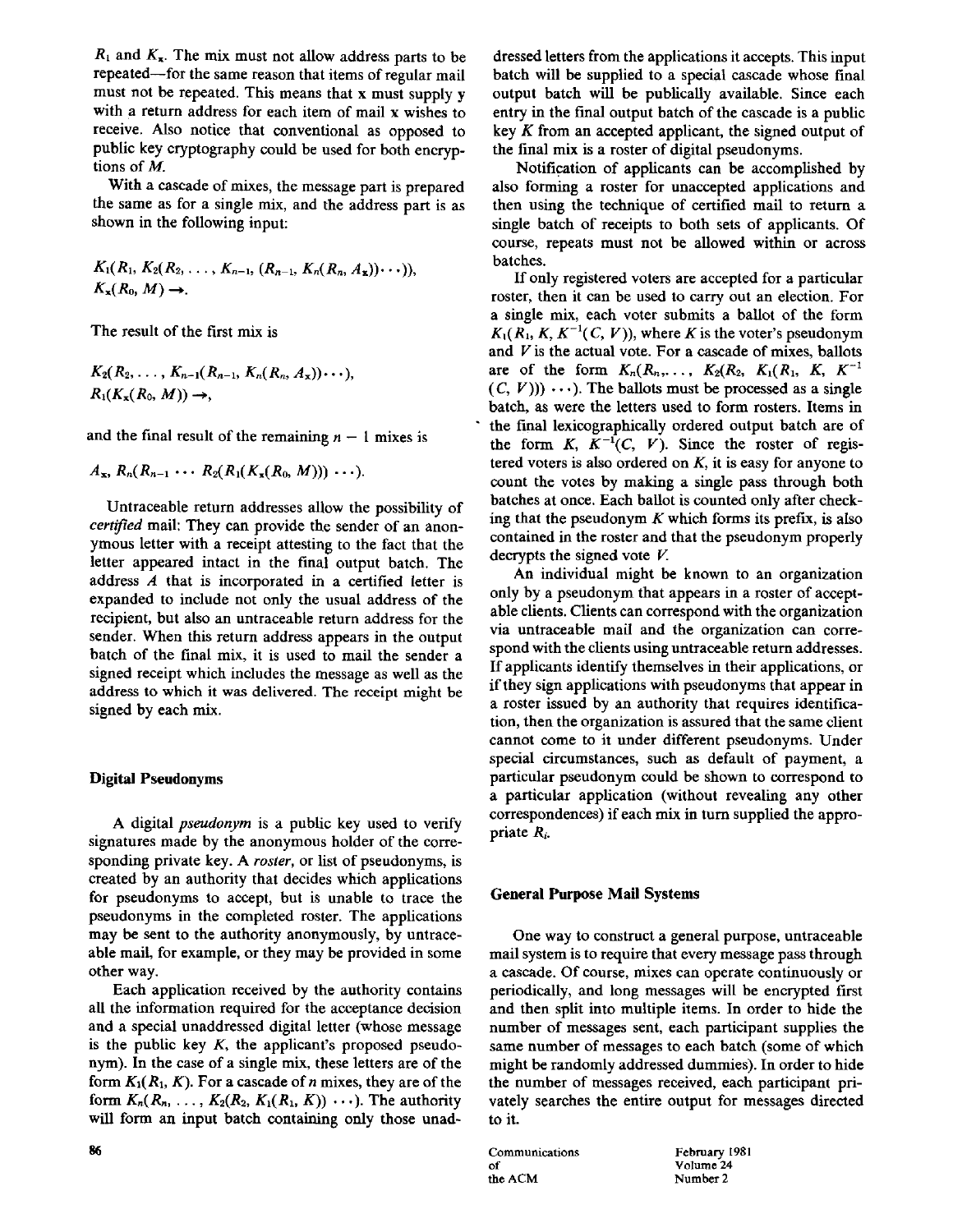$R_1$ and $K_x$. The mix must not allow address parts to be repeated—for the same reason that items of regular mail must not be repeated. This means that x must supply y with a return address for each item of mail x wishes to receive. Also notice that conventional as opposed to public key cryptography could be used for both encryptions of $M$.

With a cascade of mixes, the message part is prepared the same as for a single mix, and the address part is as shown in the following input:

$$K_1(R_1, K_2(R_2, \ldots, K_{n-1}, (R_{n-1}, K_n(R_n, A_x))\cdots)),$$
$$K_x(R_0, M) \rightarrow.$$

The result of the first mix is

$$K_2(R_2, \ldots, K_{n-1}(R_{n-1}, K_n(R_n, A_x))\cdots),$$
$$R_1(K_x(R_0, M)) \rightarrow,$$

and the final result of the remaining $n - 1$ mixes is

$$A_x, R_n(R_{n-1} \cdots R_2(R_1(K_x(R_0, M))) \cdots).$$

Untraceable return addresses allow the possibility of *certified* mail: They can provide the sender of an anonymous letter with a receipt attesting to the fact that the letter appeared intact in the final output batch. The address $A$ that is incorporated in a certified letter is expanded to include not only the usual address of the recipient, but also an untraceable return address for the sender. When this return address appears in the output batch of the final mix, it is used to mail the sender a signed receipt which includes the message as well as the address to which it was delivered. The receipt might be signed by each mix.

## Digital Pseudonyms

A digital *pseudonym* is a public key used to verify signatures made by the anonymous holder of the corresponding private key. A *roster*, or list of pseudonyms, is created by an authority that decides which applications for pseudonyms to accept, but is unable to trace the pseudonyms in the completed roster. The applications may be sent to the authority anonymously, by untraceable mail, for example, or they may be provided in some other way.

Each application received by the authority contains all the information required for the acceptance decision and a special unaddressed digital letter (whose message is the public key $K$, the applicant's proposed pseudonym). In the case of a single mix, these letters are of the form $K_1(R_1, K)$. For a cascade of $n$ mixes, they are of the form $K_n(R_n, \ldots, K_2(R_2, K_1(R_1, K)) \cdots)$. The authority will form an input batch containing only those unaddressed letters from the applications it accepts. This input batch will be supplied to a special cascade whose final output batch will be publically available. Since each entry in the final output batch of the cascade is a public key $K$ from an accepted applicant, the signed output of the final mix is a roster of digital pseudonyms.

Notification of applicants can be accomplished by also forming a roster for unaccepted applications and then using the technique of certified mail to return a single batch of receipts to both sets of applicants. Of course, repeats must not be allowed within or across batches.

If only registered voters are accepted for a particular roster, then it can be used to carry out an election. For a single mix, each voter submits a ballot of the form $K_1(R_1, K, K^{-1}(C, V))$, where $K$ is the voter's pseudonym and $V$ is the actual vote. For a cascade of mixes, ballots are of the form $K_n(R_n, \ldots, K_2(R_2, K_1(R_1, K, K^{-1}(C, V))) \cdots)$. The ballots must be processed as a single batch, as were the letters used to form rosters. Items in the final lexicographically ordered output batch are of the form $K, K^{-1}(C, V)$. Since the roster of registered voters is also ordered on $K$, it is easy for anyone to count the votes by making a single pass through both batches at once. Each ballot is counted only after checking that the pseudonym $K$ which forms its prefix, is also contained in the roster and that the pseudonym properly decrypts the signed vote $V$.

An individual might be known to an organization only by a pseudonym that appears in a roster of acceptable clients. Clients can correspond with the organization via untraceable mail and the organization can correspond with the clients using untraceable return addresses. If applicants identify themselves in their applications, or if they sign applications with pseudonyms that appear in a roster issued by an authority that requires identification, then the organization is assured that the same client cannot come to it under different pseudonyms. Under special circumstances, such as default of payment, a particular pseudonym could be shown to correspond to a particular application (without revealing any other correspondences) if each mix in turn supplied the appropriate $R_i$.

## General Purpose Mail Systems

One way to construct a general purpose, untraceable mail system is to require that every message pass through a cascade. Of course, mixes can operate continuously or periodically, and long messages will be encrypted first and then split into multiple items. In order to hide the number of messages sent, each participant supplies the same number of messages to each batch (some of which might be randomly addressed dummies). In order to hide the number of messages received, each participant privately searches the entire output for messages directed to it.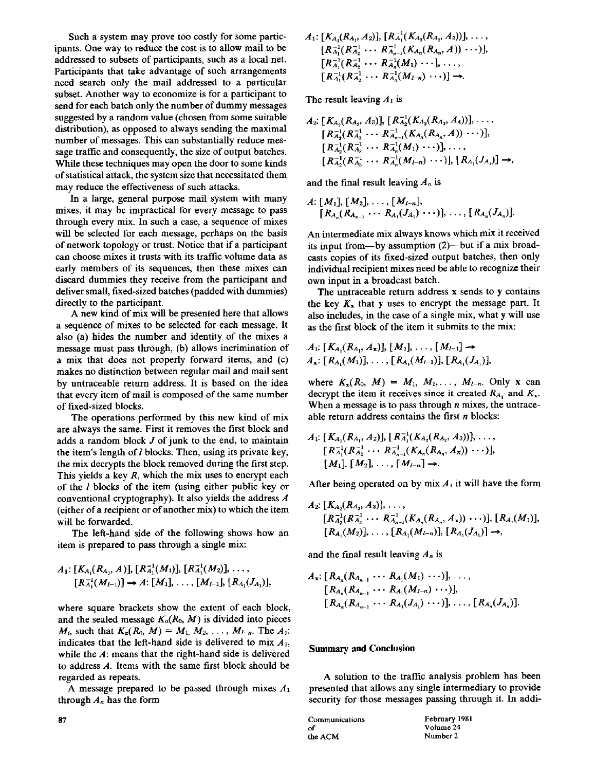Such a system may prove too costly for some participants. One way to reduce the cost is to allow mail to be addressed to subsets of participants, such as a local net. Participants that take advantage of such arrangements need search only the mail addressed to a particular subset. Another way to economize is for a participant to send for each batch only the number of dummy messages suggested by a random value (chosen from some suitable distribution), as opposed to always sending the maximal number of messages. This can substantially reduce message traffic and consequently, the size of output batches. While these techniques may open the door to some kinds of statistical attack, the system size that necessitated them may reduce the effectiveness of such attacks.

In a large, general purpose mail system with many mixes, it may be impractical for every message to pass through every mix. In such a case, a sequence of mixes will be selected for each message, perhaps on the basis of network topology or trust. Notice that if a participant can choose mixes it trusts with its traffic volume data as early members of its sequences, then these mixes can discard dummies they receive from the participant and deliver small, fixed-sized batches (padded with dummies) directly to the participant.

A new kind of mix will be presented here that allows a sequence of mixes to be selected for each message. It also (a) hides the number and identity of the mixes a message must pass through, (b) allows incrimination of a mix that does not properly forward items, and (c) makes no distinction between regular mail and mail sent by untraceable return address. It is based on the idea that every item of mail is composed of the same number of fixed-sized blocks.

The operations performed by this new kind of mix are always the same. First it removes the first block and adds a random block $J$ of junk to the end, to maintain the item's length of $l$ blocks. Then, using its private key, the mix decrypts the block removed during the first step. This yields a key $R$, which the mix uses to encrypt each of the $l$ blocks of the item (using either public key or conventional cryptography). It also yields the address $A$ (either of a recipient or of another mix) to which the item will be forwarded.

The left-hand side of the following shows how an item is prepared to pass through a single mix:

$$A_1: [K_{A_1}(R_{A_1}, A)], [R_{A_1}^{-1}(M_1)], [R_{A_1}^{-1}(M_2)], \ldots, [R_{A_1}^{-1}(M_{l-1})] \rightarrow A: [M_1], \ldots, [M_{l-1}], [R_{A_1}(J_{A_1})],$$

where square brackets show the extent of each block, and the sealed message $K_a(R_0, M)$ is divided into pieces $M_i$, such that $K_a(R_0, M) = M_1, M_2, \ldots, M_{l-n}$. The $A_1$: indicates that the left-hand side is delivered to mix $A_1$, while the $A$: means that the right-hand side is delivered to address $A$. Items with the same first block should be regarded as repeats.

A message prepared to be passed through mixes $A_1$ through $A_n$ has the form

$$\begin{aligned} A_1: &[K_{A_1}(R_{A_1}, A_2)], [R_{A_1}^{-1}(K_{A_2}(R_{A_2}, A_3))], \ldots, \\ &[R_{A_1}^{-1}(R_{A_2}^{-1} \cdots R_{A_{n-1}}^{-1}(K_{A_n}(R_{A_n}, A)) \cdots)], \\ &[R_{A_1}^{-1}(R_{A_2}^{-1} \cdots R_{A_n}^{-1}(M_1) \cdots], \ldots, \\ &[R_{A_1}^{-1}(R_{A_2}^{-1} \cdots R_{A_n}^{-1}(M_{l-n}) \cdots)] \rightarrow. \end{aligned}$$

The result leaving $A_1$ is

$$\begin{aligned} A_2: &[K_{A_2}(R_{A_2}, A_3)], [R_{A_2}^{-1}(K_{A_3}(R_{A_3}, A_4))], \ldots, \\ &[R_{A_2}^{-1}(R_{A_3}^{-1} \cdots R_{A_{n-1}}^{-1}(K_{A_n}(R_{A_n}, A)) \cdots)], \\ &[R_{A_2}^{-1}(R_{A_3}^{-1} \cdots R_{A_n}^{-1}(M_1) \cdots)], \ldots, \\ &[R_{A_2}^{-1}(R_{A_3}^{-1} \cdots R_{A_n}^{-1}(M_{l-n}) \cdots)], [R_{A_1}(J_{A_1})] \rightarrow, \end{aligned}$$

and the final result leaving $A_n$ is

$$\begin{aligned} A: &[M_1], [M_2], \ldots, [M_{l-n}], \\ &[R_{A_n}(R_{A_{n-1}} \cdots R_{A_1}(J_{A_1}) \cdots)], \ldots, [R_{A_n}(J_{A_n})]. \end{aligned}$$

An intermediate mix always knows which mix it received its input from—by assumption (2)—but if a mix broadcasts copies of its fixed-sized output batches, then only individual recipient mixes need be able to recognize their own input in a broadcast batch.

The untraceable return address x sends to y contains the key $K_x$ that y uses to encrypt the message part. It also includes, in the case of a single mix, what y will use as the first block of the item it submits to the mix:

$$\begin{aligned} A_1: &[K_{A_1}(R_{A_1}, A_x)], [M_1], \ldots, [M_{l-1}] \rightarrow \\ A_x: &[R_{A_1}(M_1)], \ldots, [R_{A_1}(M_{l-1})], [R_{A_1}(J_{A_1})], \end{aligned}$$

where $K_x(R_0, M) = M_1, M_2, \ldots, M_{l-n}$. Only x can decrypt the item it receives since it created $R_{A_1}$ and $K_x$. When a message is to pass through $n$ mixes, the untraceable return address contains the first $n$ blocks:

$$\begin{aligned} A_1: &[K_{A_1}(R_{A_1}, A_2)], [R_{A_1}^{-1}(K_{A_2}(R_{A_2}, A_3))], \ldots, \\ &[R_{A_1}^{-1}(R_{A_2}^{-1} \cdots R_{A_{n-1}}^{-1}(K_{A_n}(R_{A_n}, A_x)) \cdots)], \\ &[M_1], [M_2], \ldots, [M_{l-n}] \rightarrow. \end{aligned}$$

After being operated on by mix $A_1$ it will have the form

$$\begin{aligned} A_2: &[K_{A_2}(R_{A_2}, A_3)], \ldots, \\ &[R_{A_2}^{-1}(R_{A_3}^{-1} \cdots R_{A_{n-1}}^{-1}(K_{A_n}(R_{A_n}, A_x)) \cdots)], [R_{A_1}(M_1)], \\ &[R_{A_1}(M_2)], \ldots, [R_{A_1}(M_{l-n})], [R_{A_1}(J_{A_1})] \rightarrow, \end{aligned}$$

and the final result leaving $A_n$ is

$$\begin{aligned} A_x: &[R_{A_n}(R_{A_{n-1}} \cdots R_{A_1}(M_1) \cdots)], \ldots, \\ &[R_{A_n}(R_{A_{n-1}} \cdots R_{A_1}(M_{l-n}) \cdots)], \\ &[R_{A_n}(R_{A_{n-1}} \cdots R_{A_1}(J_{A_1}) \cdots)], \ldots, [R_{A_n}(J_{A_n})]. \end{aligned}$$

## Summary and Conclusion

A solution to the traffic analysis problem has been presented that allows any single intermediary to provide security for those messages passing through it. In addi-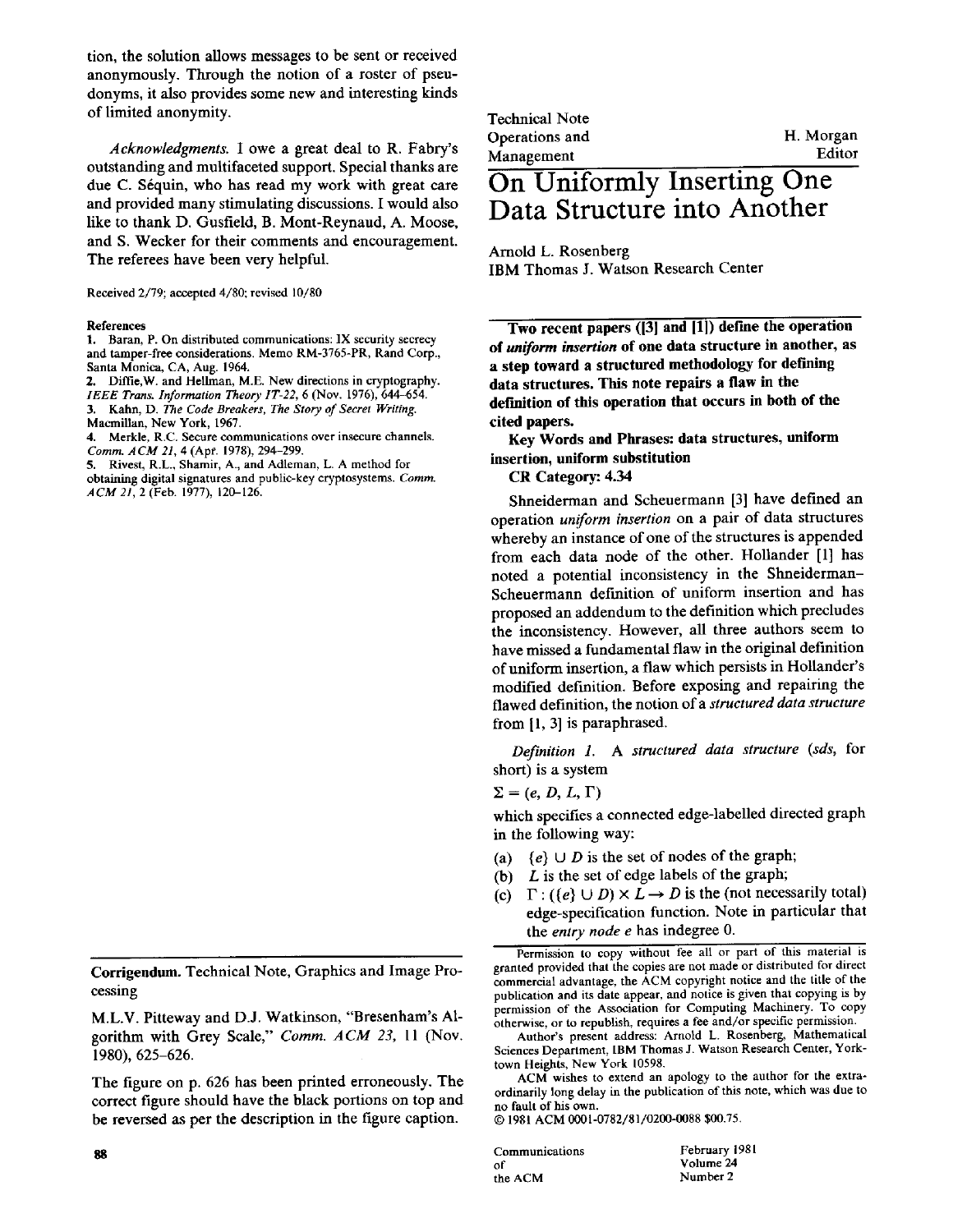tion, the solution allows messages to be sent or received anonymously. Through the notion of a roster of pseudonyms, it also provides some new and interesting kinds of limited anonymity.

*Acknowledgments.* I owe a great deal to R. Fabry's outstanding and multifaceted support. Special thanks are due C. Séquin, who has read my work with great care and provided many stimulating discussions. I would also like to thank D. Gusfield, B. Mont-Reynaud, A. Moose, and S. Wecker for their comments and encouragement. The referees have been very helpful.

Received 2/79; accepted 4/80; revised 10/80

**References**

1. Baran, P. On distributed communications: IX security secrecy and tamper-free considerations. Memo RM-3765-PR, Rand Corp., Santa Monica, CA, Aug. 1964.
2. Diffie, W. and Hellman, M.E. New directions in cryptography. *IEEE Trans. Information Theory IT-22*, 6 (Nov. 1976), 644–654.
3. Kahn, D. *The Code Breakers, The Story of Secret Writing.* Macmillan, New York, 1967.
4. Merkle, R.C. Secure communications over insecure channels. *Comm. ACM 21*, 4 (Apr. 1978), 294–299.
5. Rivest, R.L., Shamir, A., and Adleman, L. A method for obtaining digital signatures and public-key cryptosystems. *Comm. ACM 21*, 2 (Feb. 1977), 120–126.

**Corrigendum.** Technical Note, Graphics and Image Processing

M.L.V. Pitteway and D.J. Watkinson, "Bresenham's Algorithm with Grey Scale," *Comm. ACM 23*, 11 (Nov. 1980), 625–626.

The figure on p. 626 has been printed erroneously. The correct figure should have the black portions on top and be reversed as per the description in the figure caption.

Technical Note
Operations and Management

H. Morgan
Editor

# On Uniformly Inserting One Data Structure into Another

Arnold L. Rosenberg
IBM Thomas J. Watson Research Center

**Two recent papers ([3] and [1]) define the operation of *uniform insertion* of one data structure in another, as a step toward a structured methodology for defining data structures. This note repairs a flaw in the definition of this operation that occurs in both of the cited papers.**

**Key Words and Phrases: data structures, uniform insertion, uniform substitution**

**CR Category: 4.34**

Shneiderman and Scheuermann [3] have defined an operation *uniform insertion* on a pair of data structures whereby an instance of one of the structures is appended from each data node of the other. Hollander [1] has noted a potential inconsistency in the Shneiderman–Scheuermann definition of uniform insertion and has proposed an addendum to the definition which precludes the inconsistency. However, all three authors seem to have missed a fundamental flaw in the original definition of uniform insertion, a flaw which persists in Hollander's modified definition. Before exposing and repairing the flawed definition, the notion of a *structured data structure* from [1, 3] is paraphrased.

*Definition 1.* A *structured data structure* (*sds*, for short) is a system

$\Sigma = (e, D, L, \Gamma)$

which specifies a connected edge-labelled directed graph in the following way:

(a) $\{e\} \cup D$ is the set of nodes of the graph;
(b) $L$ is the set of edge labels of the graph;
(c) $\Gamma : (\{e\} \cup D) \times L \to D$ is the (not necessarily total) edge-specification function. Note in particular that the *entry node* $e$ has indegree 0.

Permission to copy without fee all or part of this material is granted provided that the copies are not made or distributed for direct commercial advantage, the ACM copyright notice and the title of the publication and its date appear, and notice is given that copying is by permission of the Association for Computing Machinery. To copy otherwise, or to republish, requires a fee and/or specific permission.

Author's present address: Arnold L. Rosenberg, Mathematical Sciences Department, IBM Thomas J. Watson Research Center, Yorktown Heights, New York 10598.

ACM wishes to extend an apology to the author for the extraordinarily long delay in the publication of this note, which was due to no fault of his own.

© 1981 ACM 0001-0782/81/0200-0088 $00.75.